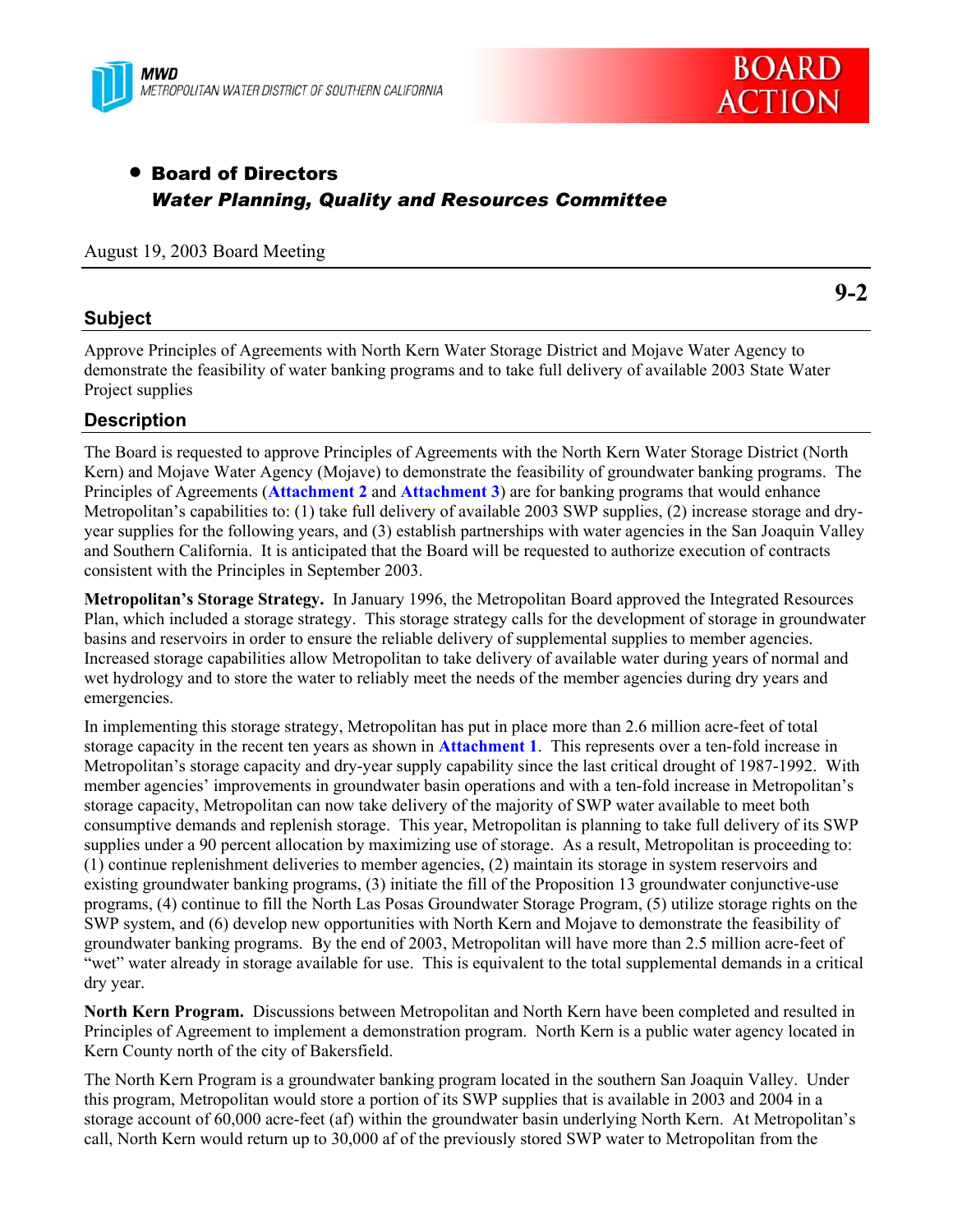MWD
METROPOLITAN WATER DISTRICT OF SOUTHERN CALIFORNIA

BOARD ACTION

- **Board of Directors**
  ***Water Planning, Quality and Resources Committee***

August 19, 2003 Board Meeting

**9-2**

## Subject

Approve Principles of Agreements with North Kern Water Storage District and Mojave Water Agency to demonstrate the feasibility of water banking programs and to take full delivery of available 2003 State Water Project supplies

## Description

The Board is requested to approve Principles of Agreements with the North Kern Water Storage District (North Kern) and Mojave Water Agency (Mojave) to demonstrate the feasibility of groundwater banking programs. The Principles of Agreements (**Attachment 2** and **Attachment 3**) are for banking programs that would enhance Metropolitan's capabilities to: (1) take full delivery of available 2003 SWP supplies, (2) increase storage and dry-year supplies for the following years, and (3) establish partnerships with water agencies in the San Joaquin Valley and Southern California. It is anticipated that the Board will be requested to authorize execution of contracts consistent with the Principles in September 2003.

**Metropolitan's Storage Strategy.** In January 1996, the Metropolitan Board approved the Integrated Resources Plan, which included a storage strategy. This storage strategy calls for the development of storage in groundwater basins and reservoirs in order to ensure the reliable delivery of supplemental supplies to member agencies. Increased storage capabilities allow Metropolitan to take delivery of available water during years of normal and wet hydrology and to store the water to reliably meet the needs of the member agencies during dry years and emergencies.

In implementing this storage strategy, Metropolitan has put in place more than 2.6 million acre-feet of total storage capacity in the recent ten years as shown in **Attachment 1**. This represents over a ten-fold increase in Metropolitan's storage capacity and dry-year supply capability since the last critical drought of 1987-1992. With member agencies' improvements in groundwater basin operations and with a ten-fold increase in Metropolitan's storage capacity, Metropolitan can now take delivery of the majority of SWP water available to meet both consumptive demands and replenish storage. This year, Metropolitan is planning to take full delivery of its SWP supplies under a 90 percent allocation by maximizing use of storage. As a result, Metropolitan is proceeding to: (1) continue replenishment deliveries to member agencies, (2) maintain its storage in system reservoirs and existing groundwater banking programs, (3) initiate the fill of the Proposition 13 groundwater conjunctive-use programs, (4) continue to fill the North Las Posas Groundwater Storage Program, (5) utilize storage rights on the SWP system, and (6) develop new opportunities with North Kern and Mojave to demonstrate the feasibility of groundwater banking programs. By the end of 2003, Metropolitan will have more than 2.5 million acre-feet of "wet" water already in storage available for use. This is equivalent to the total supplemental demands in a critical dry year.

**North Kern Program.** Discussions between Metropolitan and North Kern have been completed and resulted in Principles of Agreement to implement a demonstration program. North Kern is a public water agency located in Kern County north of the city of Bakersfield.

The North Kern Program is a groundwater banking program located in the southern San Joaquin Valley. Under this program, Metropolitan would store a portion of its SWP supplies that is available in 2003 and 2004 in a storage account of 60,000 acre-feet (af) within the groundwater basin underlying North Kern. At Metropolitan's call, North Kern would return up to 30,000 af of the previously stored SWP water to Metropolitan from the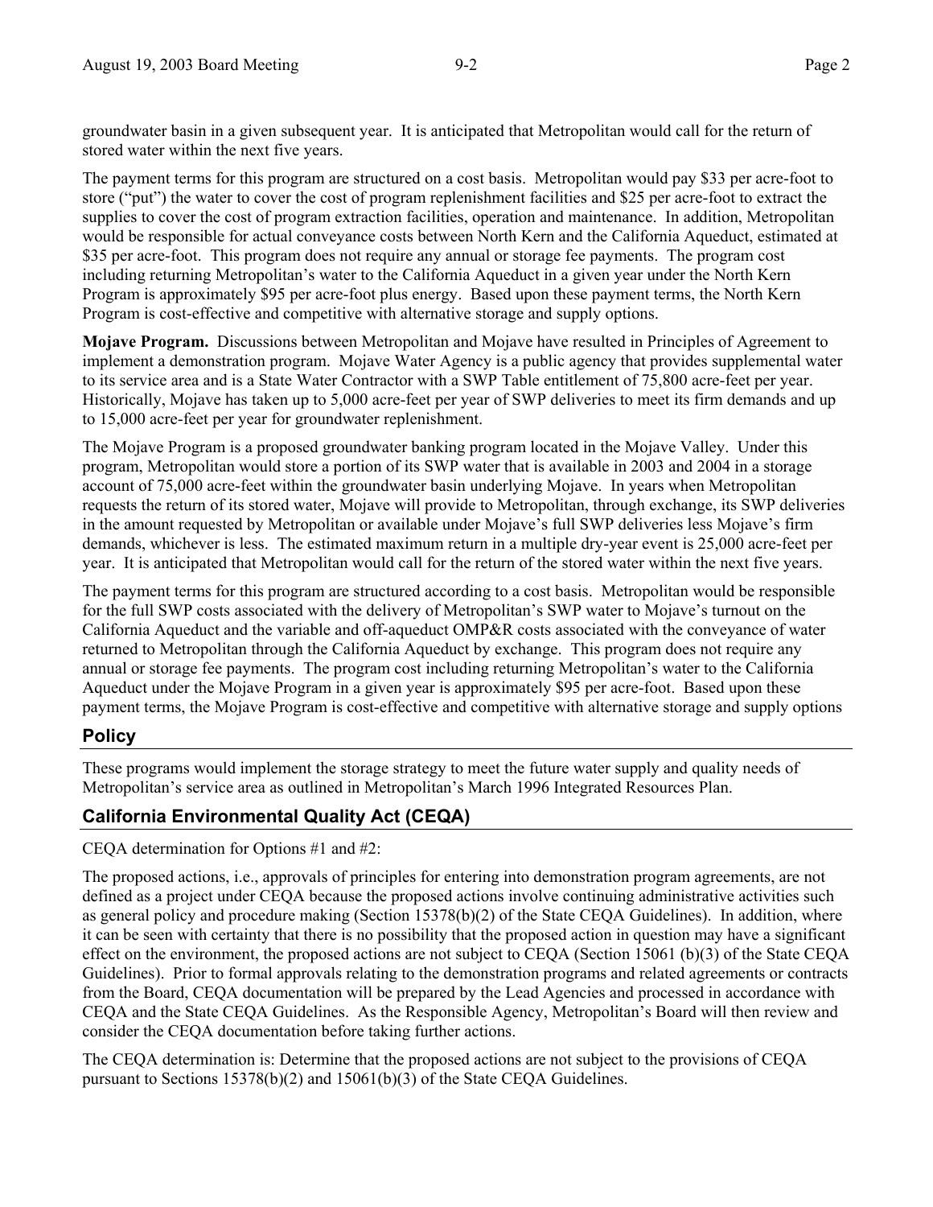groundwater basin in a given subsequent year. It is anticipated that Metropolitan would call for the return of stored water within the next five years.

The payment terms for this program are structured on a cost basis. Metropolitan would pay $33 per acre-foot to store ("put") the water to cover the cost of program replenishment facilities and $25 per acre-foot to extract the supplies to cover the cost of program extraction facilities, operation and maintenance. In addition, Metropolitan would be responsible for actual conveyance costs between North Kern and the California Aqueduct, estimated at $35 per acre-foot. This program does not require any annual or storage fee payments. The program cost including returning Metropolitan's water to the California Aqueduct in a given year under the North Kern Program is approximately $95 per acre-foot plus energy. Based upon these payment terms, the North Kern Program is cost-effective and competitive with alternative storage and supply options.

**Mojave Program.** Discussions between Metropolitan and Mojave have resulted in Principles of Agreement to implement a demonstration program. Mojave Water Agency is a public agency that provides supplemental water to its service area and is a State Water Contractor with a SWP Table entitlement of 75,800 acre-feet per year. Historically, Mojave has taken up to 5,000 acre-feet per year of SWP deliveries to meet its firm demands and up to 15,000 acre-feet per year for groundwater replenishment.

The Mojave Program is a proposed groundwater banking program located in the Mojave Valley. Under this program, Metropolitan would store a portion of its SWP water that is available in 2003 and 2004 in a storage account of 75,000 acre-feet within the groundwater basin underlying Mojave. In years when Metropolitan requests the return of its stored water, Mojave will provide to Metropolitan, through exchange, its SWP deliveries in the amount requested by Metropolitan or available under Mojave's full SWP deliveries less Mojave's firm demands, whichever is less. The estimated maximum return in a multiple dry-year event is 25,000 acre-feet per year. It is anticipated that Metropolitan would call for the return of the stored water within the next five years.

The payment terms for this program are structured according to a cost basis. Metropolitan would be responsible for the full SWP costs associated with the delivery of Metropolitan's SWP water to Mojave's turnout on the California Aqueduct and the variable and off-aqueduct OMP&R costs associated with the conveyance of water returned to Metropolitan through the California Aqueduct by exchange. This program does not require any annual or storage fee payments. The program cost including returning Metropolitan's water to the California Aqueduct under the Mojave Program in a given year is approximately $95 per acre-foot. Based upon these payment terms, the Mojave Program is cost-effective and competitive with alternative storage and supply options

## Policy

These programs would implement the storage strategy to meet the future water supply and quality needs of Metropolitan's service area as outlined in Metropolitan's March 1996 Integrated Resources Plan.

## California Environmental Quality Act (CEQA)

CEQA determination for Options #1 and #2:

The proposed actions, i.e., approvals of principles for entering into demonstration program agreements, are not defined as a project under CEQA because the proposed actions involve continuing administrative activities such as general policy and procedure making (Section 15378(b)(2) of the State CEQA Guidelines). In addition, where it can be seen with certainty that there is no possibility that the proposed action in question may have a significant effect on the environment, the proposed actions are not subject to CEQA (Section 15061 (b)(3) of the State CEQA Guidelines). Prior to formal approvals relating to the demonstration programs and related agreements or contracts from the Board, CEQA documentation will be prepared by the Lead Agencies and processed in accordance with CEQA and the State CEQA Guidelines. As the Responsible Agency, Metropolitan's Board will then review and consider the CEQA documentation before taking further actions.

The CEQA determination is: Determine that the proposed actions are not subject to the provisions of CEQA pursuant to Sections 15378(b)(2) and 15061(b)(3) of the State CEQA Guidelines.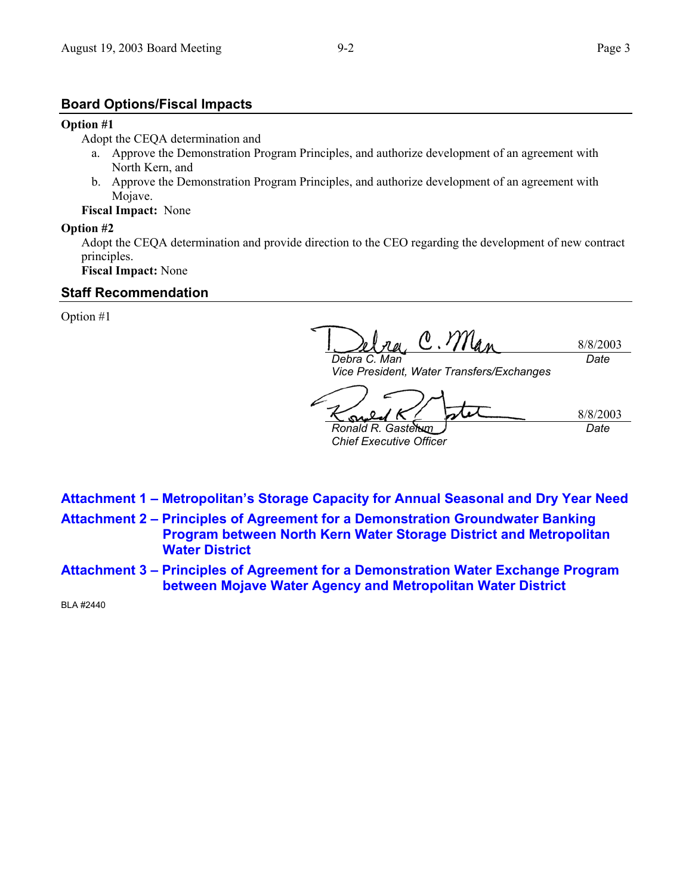## Board Options/Fiscal Impacts

**Option #1**

Adopt the CEQA determination and

a. Approve the Demonstration Program Principles, and authorize development of an agreement with North Kern, and
b. Approve the Demonstration Program Principles, and authorize development of an agreement with Mojave.

**Fiscal Impact:** None

**Option #2**

Adopt the CEQA determination and provide direction to the CEO regarding the development of new contract principles.

**Fiscal Impact:** None

## Staff Recommendation

Option #1

| | |
|---|---|
| *Debra C. Man* | 8/8/2003 |
| *Vice President, Water Transfers/Exchanges* | *Date* |

| | |
|---|---|
| *Ronald R. Gastelum* | 8/8/2003 |
| *Chief Executive Officer* | *Date* |

**Attachment 1 – Metropolitan's Storage Capacity for Annual Seasonal and Dry Year Need**

**Attachment 2 – Principles of Agreement for a Demonstration Groundwater Banking Program between North Kern Water Storage District and Metropolitan Water District**

**Attachment 3 – Principles of Agreement for a Demonstration Water Exchange Program between Mojave Water Agency and Metropolitan Water District**

BLA #2440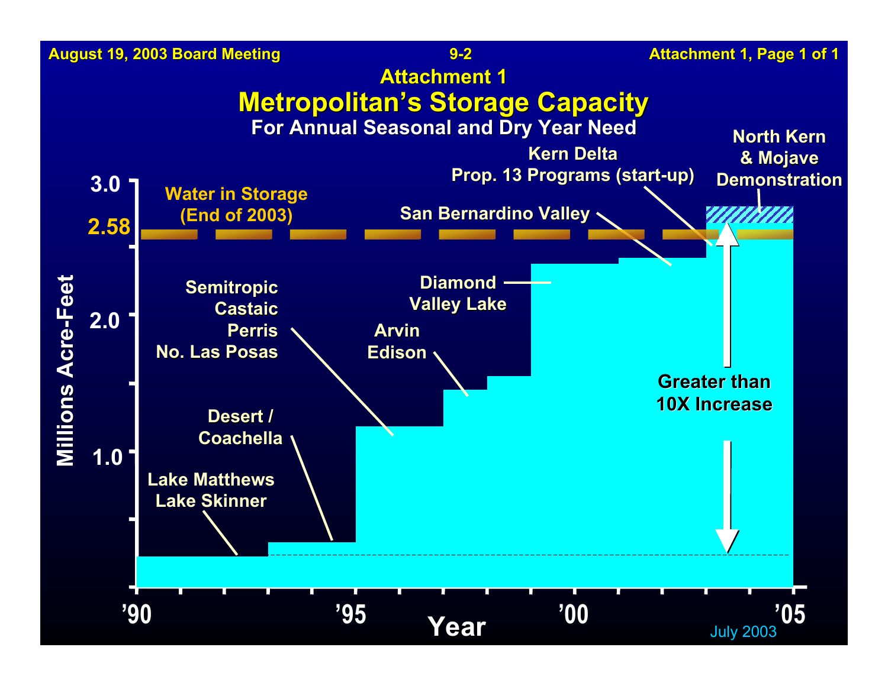## Attachment 1

# Metropolitan's Storage Capacity

### For Annual Seasonal and Dry Year Need

Millions Acre-Feet: 3.0, 2.58, 2.0, 1.0

Year: '90, '95, '00, '05

Water in Storage (End of 2003)

- Lake Matthews, Lake Skinner
- Desert / Coachella
- Semitropic, Castaic, Perris, No. Las Posas
- Arvin Edison
- Diamond Valley Lake
- San Bernardino Valley
- Kern Delta, Prop. 13 Programs (start-up)
- North Kern & Mojave Demonstration

Greater than 10X Increase

July 2003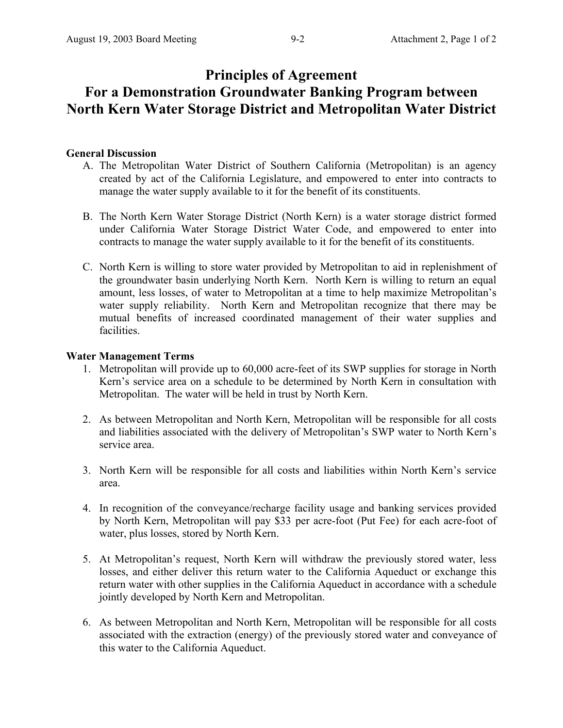# Principles of Agreement
# For a Demonstration Groundwater Banking Program between North Kern Water Storage District and Metropolitan Water District

**General Discussion**

A. The Metropolitan Water District of Southern California (Metropolitan) is an agency created by act of the California Legislature, and empowered to enter into contracts to manage the water supply available to it for the benefit of its constituents.

B. The North Kern Water Storage District (North Kern) is a water storage district formed under California Water Storage District Water Code, and empowered to enter into contracts to manage the water supply available to it for the benefit of its constituents.

C. North Kern is willing to store water provided by Metropolitan to aid in replenishment of the groundwater basin underlying North Kern. North Kern is willing to return an equal amount, less losses, of water to Metropolitan at a time to help maximize Metropolitan's water supply reliability. North Kern and Metropolitan recognize that there may be mutual benefits of increased coordinated management of their water supplies and facilities.

**Water Management Terms**

1. Metropolitan will provide up to 60,000 acre-feet of its SWP supplies for storage in North Kern's service area on a schedule to be determined by North Kern in consultation with Metropolitan. The water will be held in trust by North Kern.

2. As between Metropolitan and North Kern, Metropolitan will be responsible for all costs and liabilities associated with the delivery of Metropolitan's SWP water to North Kern's service area.

3. North Kern will be responsible for all costs and liabilities within North Kern's service area.

4. In recognition of the conveyance/recharge facility usage and banking services provided by North Kern, Metropolitan will pay $33 per acre-foot (Put Fee) for each acre-foot of water, plus losses, stored by North Kern.

5. At Metropolitan's request, North Kern will withdraw the previously stored water, less losses, and either deliver this return water to the California Aqueduct or exchange this return water with other supplies in the California Aqueduct in accordance with a schedule jointly developed by North Kern and Metropolitan.

6. As between Metropolitan and North Kern, Metropolitan will be responsible for all costs associated with the extraction (energy) of the previously stored water and conveyance of this water to the California Aqueduct.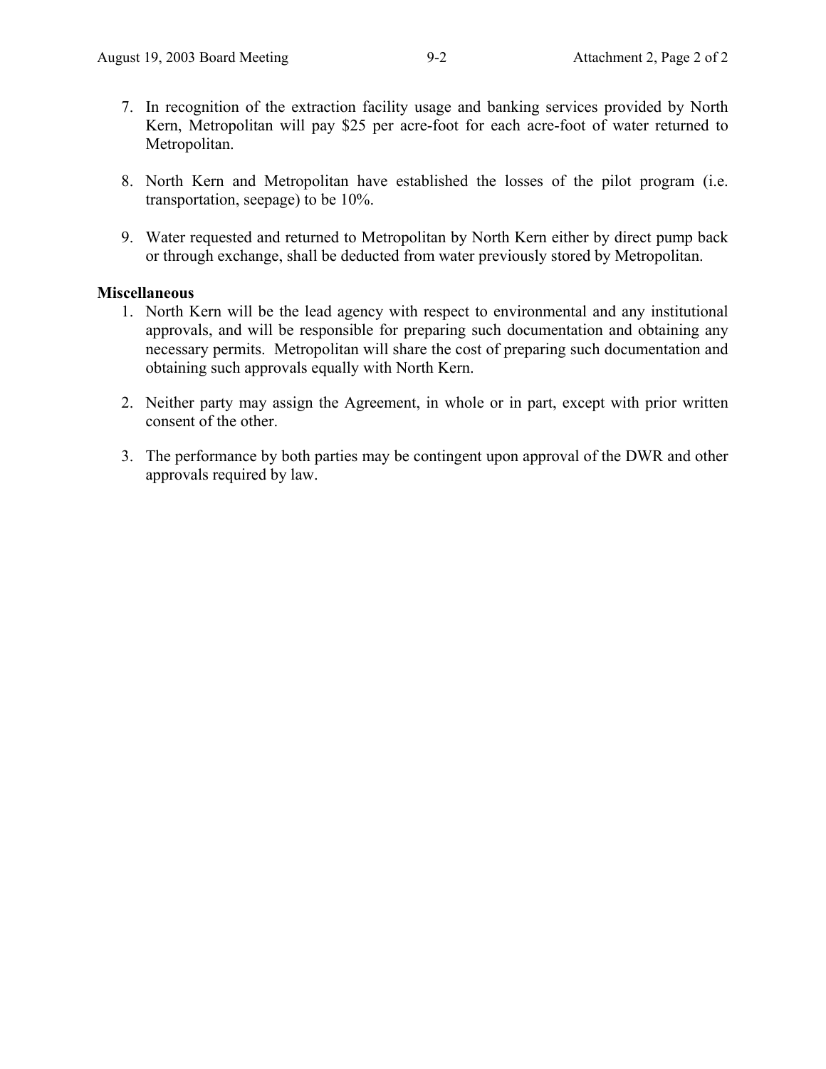7. In recognition of the extraction facility usage and banking services provided by North Kern, Metropolitan will pay $25 per acre-foot for each acre-foot of water returned to Metropolitan.

8. North Kern and Metropolitan have established the losses of the pilot program (i.e. transportation, seepage) to be 10%.

9. Water requested and returned to Metropolitan by North Kern either by direct pump back or through exchange, shall be deducted from water previously stored by Metropolitan.

**Miscellaneous**

1. North Kern will be the lead agency with respect to environmental and any institutional approvals, and will be responsible for preparing such documentation and obtaining any necessary permits. Metropolitan will share the cost of preparing such documentation and obtaining such approvals equally with North Kern.

2. Neither party may assign the Agreement, in whole or in part, except with prior written consent of the other.

3. The performance by both parties may be contingent upon approval of the DWR and other approvals required by law.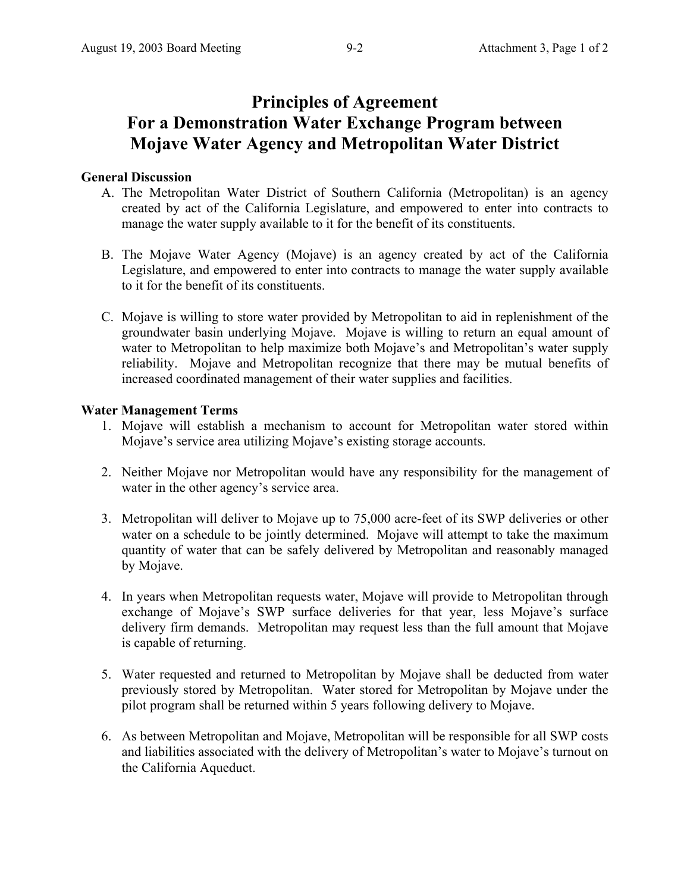# Principles of Agreement For a Demonstration Water Exchange Program between Mojave Water Agency and Metropolitan Water District

**General Discussion**

A. The Metropolitan Water District of Southern California (Metropolitan) is an agency created by act of the California Legislature, and empowered to enter into contracts to manage the water supply available to it for the benefit of its constituents.

B. The Mojave Water Agency (Mojave) is an agency created by act of the California Legislature, and empowered to enter into contracts to manage the water supply available to it for the benefit of its constituents.

C. Mojave is willing to store water provided by Metropolitan to aid in replenishment of the groundwater basin underlying Mojave. Mojave is willing to return an equal amount of water to Metropolitan to help maximize both Mojave's and Metropolitan's water supply reliability. Mojave and Metropolitan recognize that there may be mutual benefits of increased coordinated management of their water supplies and facilities.

**Water Management Terms**

1. Mojave will establish a mechanism to account for Metropolitan water stored within Mojave's service area utilizing Mojave's existing storage accounts.

2. Neither Mojave nor Metropolitan would have any responsibility for the management of water in the other agency's service area.

3. Metropolitan will deliver to Mojave up to 75,000 acre-feet of its SWP deliveries or other water on a schedule to be jointly determined. Mojave will attempt to take the maximum quantity of water that can be safely delivered by Metropolitan and reasonably managed by Mojave.

4. In years when Metropolitan requests water, Mojave will provide to Metropolitan through exchange of Mojave's SWP surface deliveries for that year, less Mojave's surface delivery firm demands. Metropolitan may request less than the full amount that Mojave is capable of returning.

5. Water requested and returned to Metropolitan by Mojave shall be deducted from water previously stored by Metropolitan. Water stored for Metropolitan by Mojave under the pilot program shall be returned within 5 years following delivery to Mojave.

6. As between Metropolitan and Mojave, Metropolitan will be responsible for all SWP costs and liabilities associated with the delivery of Metropolitan's water to Mojave's turnout on the California Aqueduct.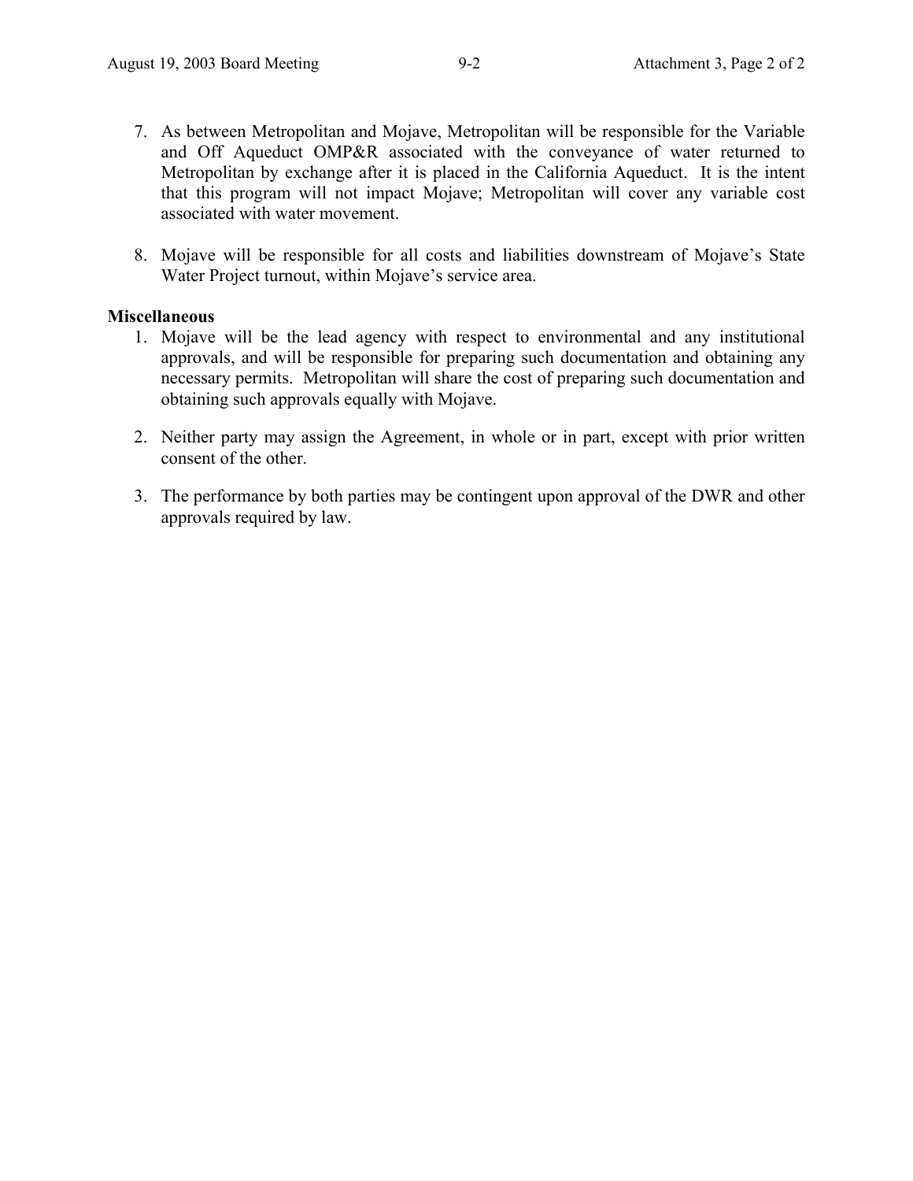7. As between Metropolitan and Mojave, Metropolitan will be responsible for the Variable and Off Aqueduct OMP&R associated with the conveyance of water returned to Metropolitan by exchange after it is placed in the California Aqueduct. It is the intent that this program will not impact Mojave; Metropolitan will cover any variable cost associated with water movement.

8. Mojave will be responsible for all costs and liabilities downstream of Mojave's State Water Project turnout, within Mojave's service area.

**Miscellaneous**

1. Mojave will be the lead agency with respect to environmental and any institutional approvals, and will be responsible for preparing such documentation and obtaining any necessary permits. Metropolitan will share the cost of preparing such documentation and obtaining such approvals equally with Mojave.

2. Neither party may assign the Agreement, in whole or in part, except with prior written consent of the other.

3. The performance by both parties may be contingent upon approval of the DWR and other approvals required by law.